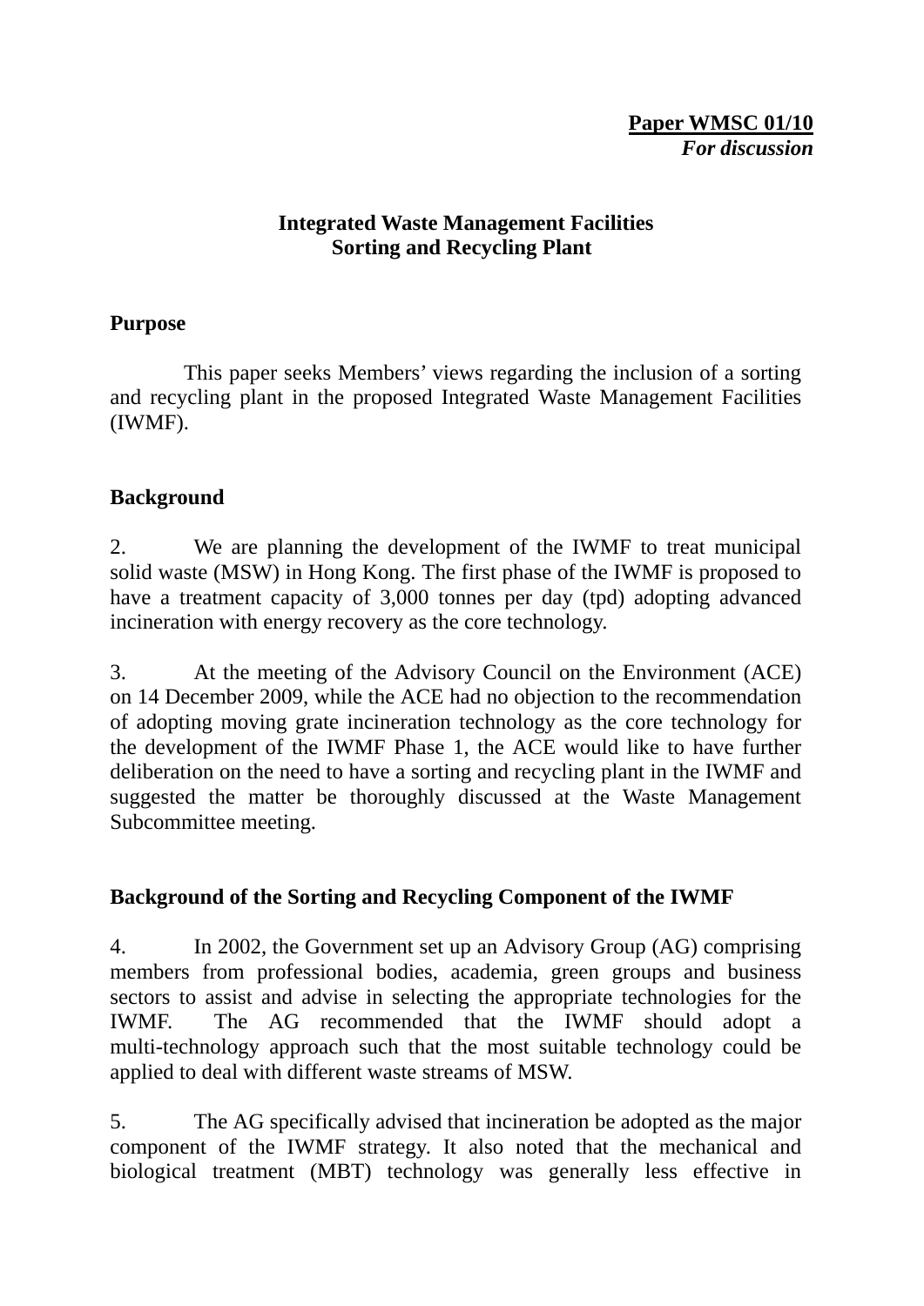**<u>Paper WMSC 01/10</u>**
***For discussion***

**Integrated Waste Management Facilities**
**Sorting and Recycling Plant**

**Purpose**

This paper seeks Members' views regarding the inclusion of a sorting and recycling plant in the proposed Integrated Waste Management Facilities (IWMF).

**Background**

2. We are planning the development of the IWMF to treat municipal solid waste (MSW) in Hong Kong. The first phase of the IWMF is proposed to have a treatment capacity of 3,000 tonnes per day (tpd) adopting advanced incineration with energy recovery as the core technology.

3. At the meeting of the Advisory Council on the Environment (ACE) on 14 December 2009, while the ACE had no objection to the recommendation of adopting moving grate incineration technology as the core technology for the development of the IWMF Phase 1, the ACE would like to have further deliberation on the need to have a sorting and recycling plant in the IWMF and suggested the matter be thoroughly discussed at the Waste Management Subcommittee meeting.

**Background of the Sorting and Recycling Component of the IWMF**

4. In 2002, the Government set up an Advisory Group (AG) comprising members from professional bodies, academia, green groups and business sectors to assist and advise in selecting the appropriate technologies for the IWMF. The AG recommended that the IWMF should adopt a multi-technology approach such that the most suitable technology could be applied to deal with different waste streams of MSW.

5. The AG specifically advised that incineration be adopted as the major component of the IWMF strategy. It also noted that the mechanical and biological treatment (MBT) technology was generally less effective in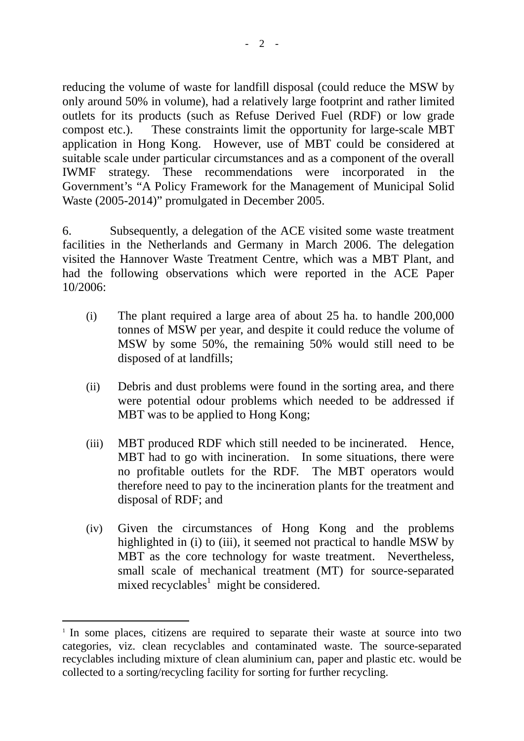reducing the volume of waste for landfill disposal (could reduce the MSW by only around 50% in volume), had a relatively large footprint and rather limited outlets for its products (such as Refuse Derived Fuel (RDF) or low grade compost etc.). These constraints limit the opportunity for large-scale MBT application in Hong Kong. However, use of MBT could be considered at suitable scale under particular circumstances and as a component of the overall IWMF strategy. These recommendations were incorporated in the Government's "A Policy Framework for the Management of Municipal Solid Waste (2005-2014)" promulgated in December 2005.

6. Subsequently, a delegation of the ACE visited some waste treatment facilities in the Netherlands and Germany in March 2006. The delegation visited the Hannover Waste Treatment Centre, which was a MBT Plant, and had the following observations which were reported in the ACE Paper 10/2006:

(i) The plant required a large area of about 25 ha. to handle 200,000 tonnes of MSW per year, and despite it could reduce the volume of MSW by some 50%, the remaining 50% would still need to be disposed of at landfills;

(ii) Debris and dust problems were found in the sorting area, and there were potential odour problems which needed to be addressed if MBT was to be applied to Hong Kong;

(iii) MBT produced RDF which still needed to be incinerated. Hence, MBT had to go with incineration. In some situations, there were no profitable outlets for the RDF. The MBT operators would therefore need to pay to the incineration plants for the treatment and disposal of RDF; and

(iv) Given the circumstances of Hong Kong and the problems highlighted in (i) to (iii), it seemed not practical to handle MSW by MBT as the core technology for waste treatment. Nevertheless, small scale of mechanical treatment (MT) for source-separated mixed recyclables[1] might be considered.

---

[1] In some places, citizens are required to separate their waste at source into two categories, viz. clean recyclables and contaminated waste. The source-separated recyclables including mixture of clean aluminium can, paper and plastic etc. would be collected to a sorting/recycling facility for sorting for further recycling.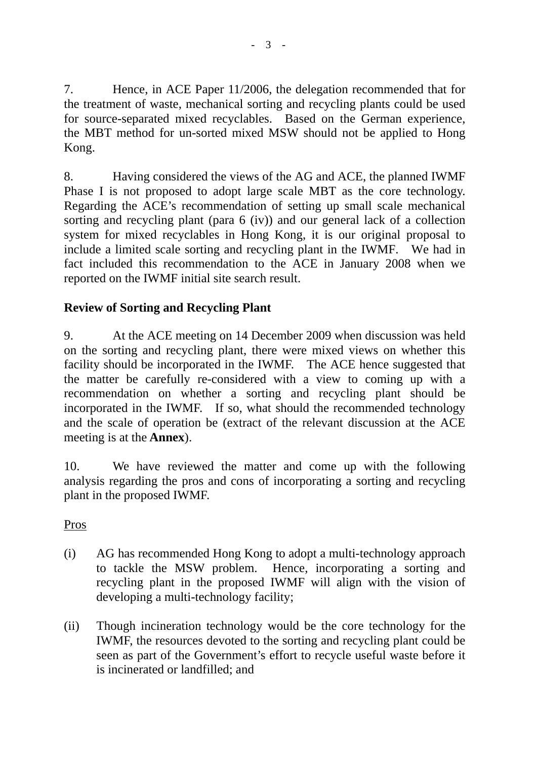7. Hence, in ACE Paper 11/2006, the delegation recommended that for the treatment of waste, mechanical sorting and recycling plants could be used for source-separated mixed recyclables. Based on the German experience, the MBT method for un-sorted mixed MSW should not be applied to Hong Kong.

8. Having considered the views of the AG and ACE, the planned IWMF Phase I is not proposed to adopt large scale MBT as the core technology. Regarding the ACE's recommendation of setting up small scale mechanical sorting and recycling plant (para 6 (iv)) and our general lack of a collection system for mixed recyclables in Hong Kong, it is our original proposal to include a limited scale sorting and recycling plant in the IWMF. We had in fact included this recommendation to the ACE in January 2008 when we reported on the IWMF initial site search result.

**Review of Sorting and Recycling Plant**

9. At the ACE meeting on 14 December 2009 when discussion was held on the sorting and recycling plant, there were mixed views on whether this facility should be incorporated in the IWMF. The ACE hence suggested that the matter be carefully re-considered with a view to coming up with a recommendation on whether a sorting and recycling plant should be incorporated in the IWMF. If so, what should the recommended technology and the scale of operation be (extract of the relevant discussion at the ACE meeting is at the **Annex**).

10. We have reviewed the matter and come up with the following analysis regarding the pros and cons of incorporating a sorting and recycling plant in the proposed IWMF.

<u>Pros</u>

(i) AG has recommended Hong Kong to adopt a multi-technology approach to tackle the MSW problem. Hence, incorporating a sorting and recycling plant in the proposed IWMF will align with the vision of developing a multi-technology facility;

(ii) Though incineration technology would be the core technology for the IWMF, the resources devoted to the sorting and recycling plant could be seen as part of the Government's effort to recycle useful waste before it is incinerated or landfilled; and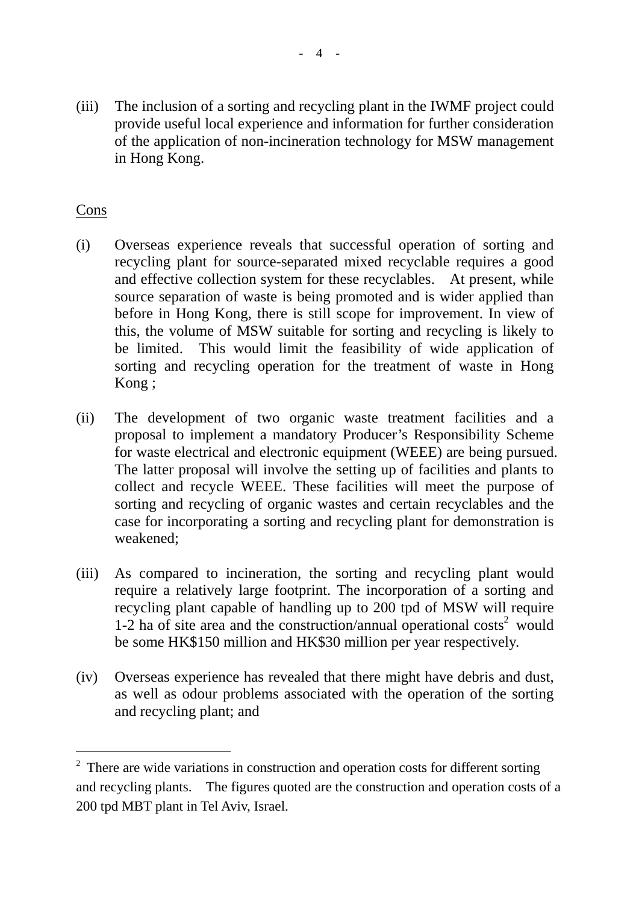(iii) The inclusion of a sorting and recycling plant in the IWMF project could provide useful local experience and information for further consideration of the application of non-incineration technology for MSW management in Hong Kong.

Cons

(i) Overseas experience reveals that successful operation of sorting and recycling plant for source-separated mixed recyclable requires a good and effective collection system for these recyclables. At present, while source separation of waste is being promoted and is wider applied than before in Hong Kong, there is still scope for improvement. In view of this, the volume of MSW suitable for sorting and recycling is likely to be limited. This would limit the feasibility of wide application of sorting and recycling operation for the treatment of waste in Hong Kong ;

(ii) The development of two organic waste treatment facilities and a proposal to implement a mandatory Producer's Responsibility Scheme for waste electrical and electronic equipment (WEEE) are being pursued. The latter proposal will involve the setting up of facilities and plants to collect and recycle WEEE. These facilities will meet the purpose of sorting and recycling of organic wastes and certain recyclables and the case for incorporating a sorting and recycling plant for demonstration is weakened;

(iii) As compared to incineration, the sorting and recycling plant would require a relatively large footprint. The incorporation of a sorting and recycling plant capable of handling up to 200 tpd of MSW will require 1-2 ha of site area and the construction/annual operational costs[2] would be some HK$150 million and HK$30 million per year respectively.

(iv) Overseas experience has revealed that there might have debris and dust, as well as odour problems associated with the operation of the sorting and recycling plant; and

---

[2] There are wide variations in construction and operation costs for different sorting and recycling plants. The figures quoted are the construction and operation costs of a 200 tpd MBT plant in Tel Aviv, Israel.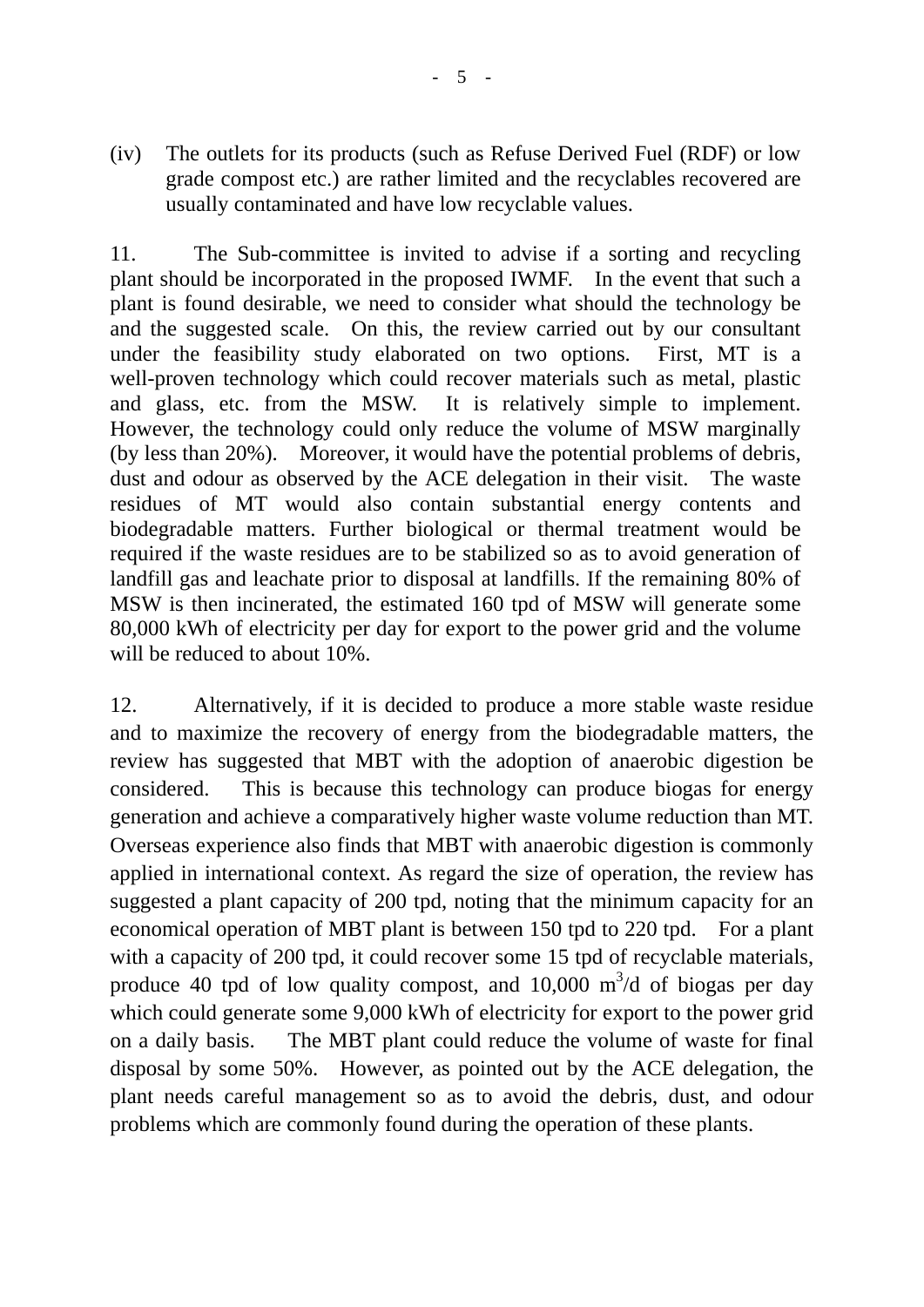(iv) The outlets for its products (such as Refuse Derived Fuel (RDF) or low grade compost etc.) are rather limited and the recyclables recovered are usually contaminated and have low recyclable values.

11. The Sub-committee is invited to advise if a sorting and recycling plant should be incorporated in the proposed IWMF. In the event that such a plant is found desirable, we need to consider what should the technology be and the suggested scale. On this, the review carried out by our consultant under the feasibility study elaborated on two options. First, MT is a well-proven technology which could recover materials such as metal, plastic and glass, etc. from the MSW. It is relatively simple to implement. However, the technology could only reduce the volume of MSW marginally (by less than 20%). Moreover, it would have the potential problems of debris, dust and odour as observed by the ACE delegation in their visit. The waste residues of MT would also contain substantial energy contents and biodegradable matters. Further biological or thermal treatment would be required if the waste residues are to be stabilized so as to avoid generation of landfill gas and leachate prior to disposal at landfills. If the remaining 80% of MSW is then incinerated, the estimated 160 tpd of MSW will generate some 80,000 kWh of electricity per day for export to the power grid and the volume will be reduced to about 10%.

12. Alternatively, if it is decided to produce a more stable waste residue and to maximize the recovery of energy from the biodegradable matters, the review has suggested that MBT with the adoption of anaerobic digestion be considered. This is because this technology can produce biogas for energy generation and achieve a comparatively higher waste volume reduction than MT. Overseas experience also finds that MBT with anaerobic digestion is commonly applied in international context. As regard the size of operation, the review has suggested a plant capacity of 200 tpd, noting that the minimum capacity for an economical operation of MBT plant is between 150 tpd to 220 tpd. For a plant with a capacity of 200 tpd, it could recover some 15 tpd of recyclable materials, produce 40 tpd of low quality compost, and 10,000 $m^3/d$ of biogas per day which could generate some 9,000 kWh of electricity for export to the power grid on a daily basis. The MBT plant could reduce the volume of waste for final disposal by some 50%. However, as pointed out by the ACE delegation, the plant needs careful management so as to avoid the debris, dust, and odour problems which are commonly found during the operation of these plants.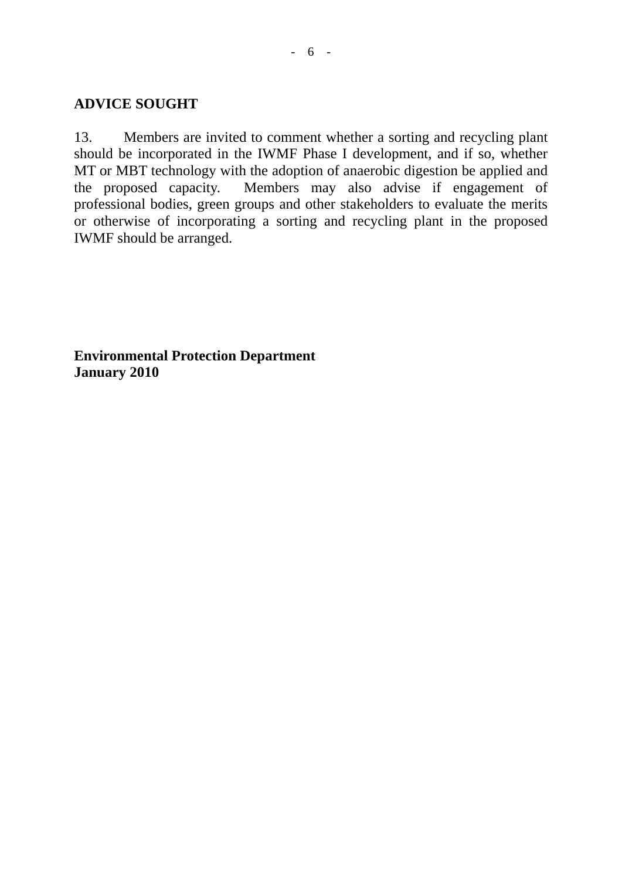**ADVICE SOUGHT**

13. Members are invited to comment whether a sorting and recycling plant should be incorporated in the IWMF Phase I development, and if so, whether MT or MBT technology with the adoption of anaerobic digestion be applied and the proposed capacity. Members may also advise if engagement of professional bodies, green groups and other stakeholders to evaluate the merits or otherwise of incorporating a sorting and recycling plant in the proposed IWMF should be arranged.

**Environmental Protection Department**
**January 2010**